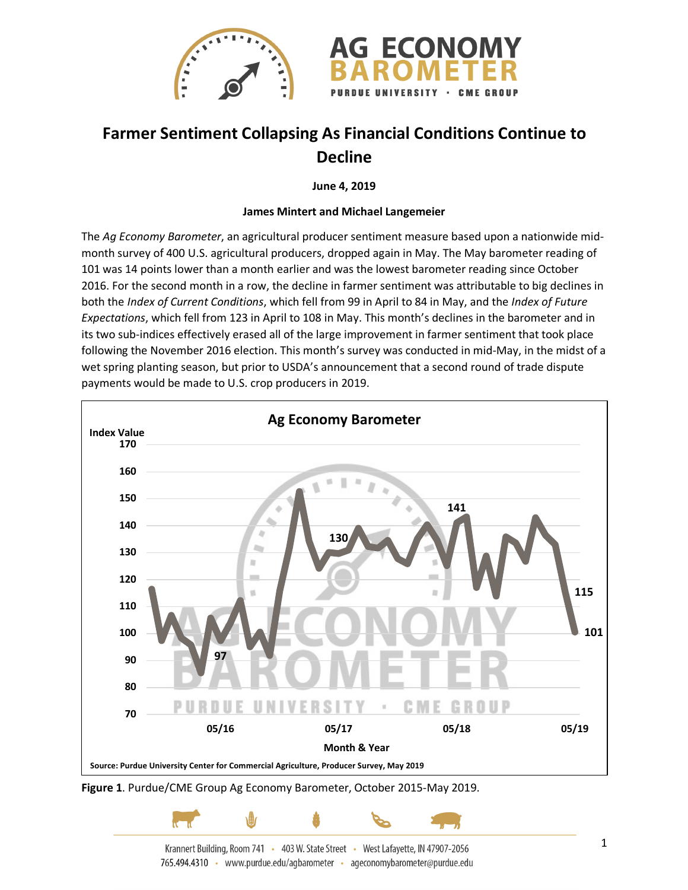# Farmer Sentiment Collapsing As Financial Conditions Continue to Decline

**June 4, 2019**

**James Mintert and Michael Langemeier**

The *Ag Economy Barometer*, an agricultural producer sentiment measure based upon a nationwide mid-month survey of 400 U.S. agricultural producers, dropped again in May. The May barometer reading of 101 was 14 points lower than a month earlier and was the lowest barometer reading since October 2016. For the second month in a row, the decline in farmer sentiment was attributable to big declines in both the *Index of Current Conditions*, which fell from 99 in April to 84 in May, and the *Index of Future Expectations*, which fell from 123 in April to 108 in May. This month's declines in the barometer and in its two sub-indices effectively erased all of the large improvement in farmer sentiment that took place following the November 2016 election. This month's survey was conducted in mid-May, in the midst of a wet spring planting season, but prior to USDA's announcement that a second round of trade dispute payments would be made to U.S. crop producers in 2019.

**Figure 1**. Purdue/CME Group Ag Economy Barometer, October 2015-May 2019.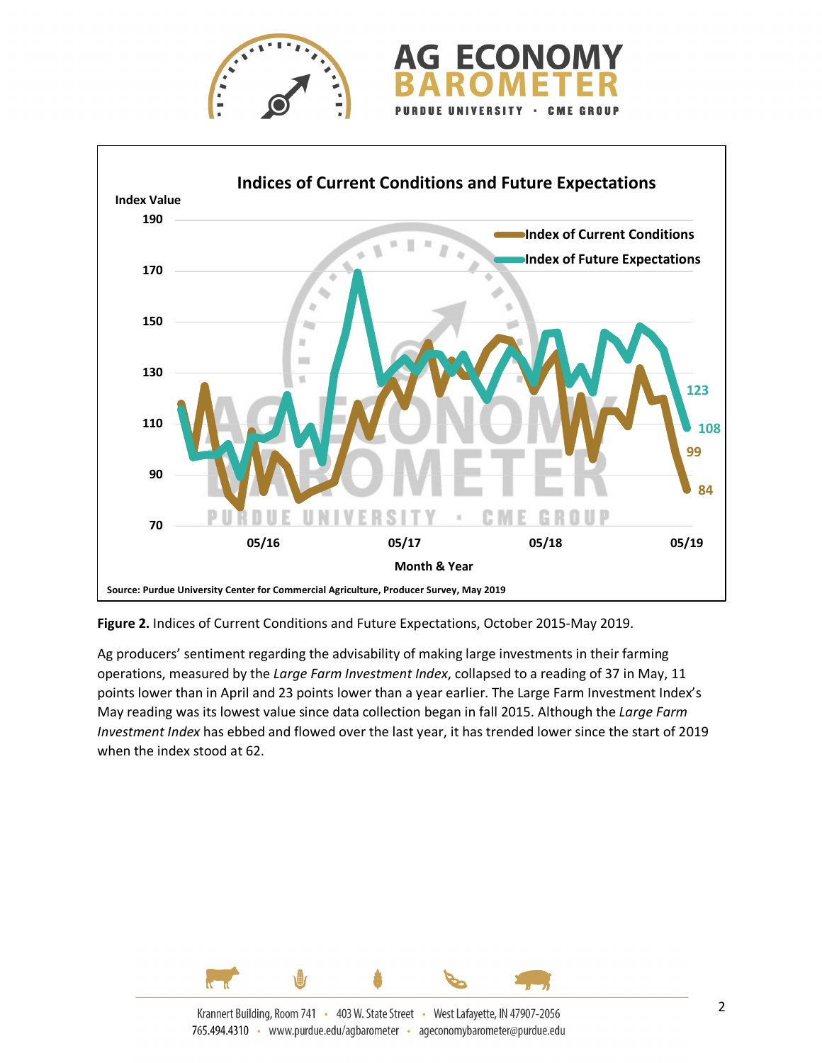**Figure 2.** Indices of Current Conditions and Future Expectations, October 2015-May 2019.

Ag producers' sentiment regarding the advisability of making large investments in their farming operations, measured by the *Large Farm Investment Index*, collapsed to a reading of 37 in May, 11 points lower than in April and 23 points lower than a year earlier. The Large Farm Investment Index's May reading was its lowest value since data collection began in fall 2015. Although the *Large Farm Investment Index* has ebbed and flowed over the last year, it has trended lower since the start of 2019 when the index stood at 62.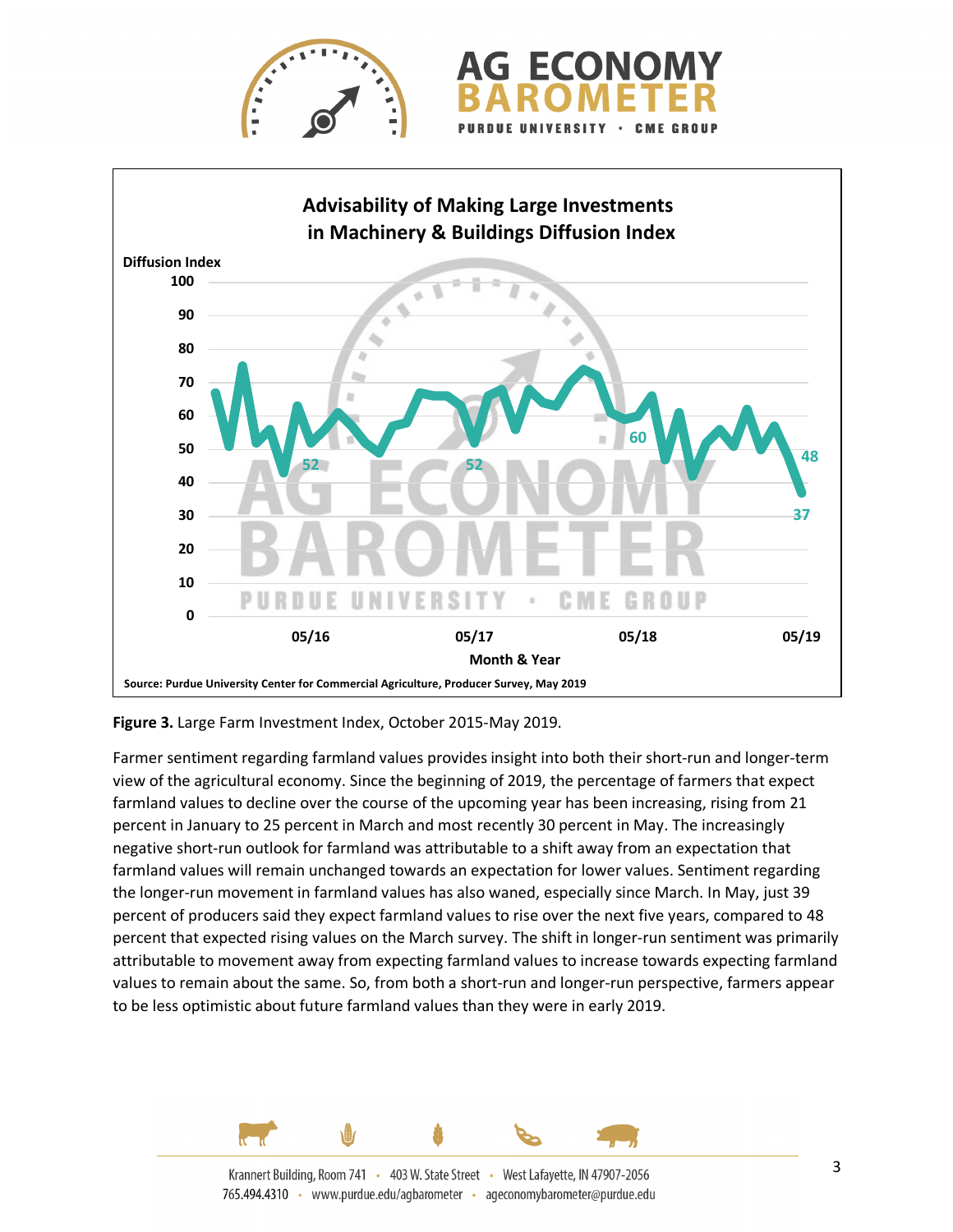**Figure 3.** Large Farm Investment Index, October 2015-May 2019.

Farmer sentiment regarding farmland values provides insight into both their short-run and longer-term view of the agricultural economy. Since the beginning of 2019, the percentage of farmers that expect farmland values to decline over the course of the upcoming year has been increasing, rising from 21 percent in January to 25 percent in March and most recently 30 percent in May. The increasingly negative short-run outlook for farmland was attributable to a shift away from an expectation that farmland values will remain unchanged towards an expectation for lower values. Sentiment regarding the longer-run movement in farmland values has also waned, especially since March. In May, just 39 percent of producers said they expect farmland values to rise over the next five years, compared to 48 percent that expected rising values on the March survey. The shift in longer-run sentiment was primarily attributable to movement away from expecting farmland values to increase towards expecting farmland values to remain about the same. So, from both a short-run and longer-run perspective, farmers appear to be less optimistic about future farmland values than they were in early 2019.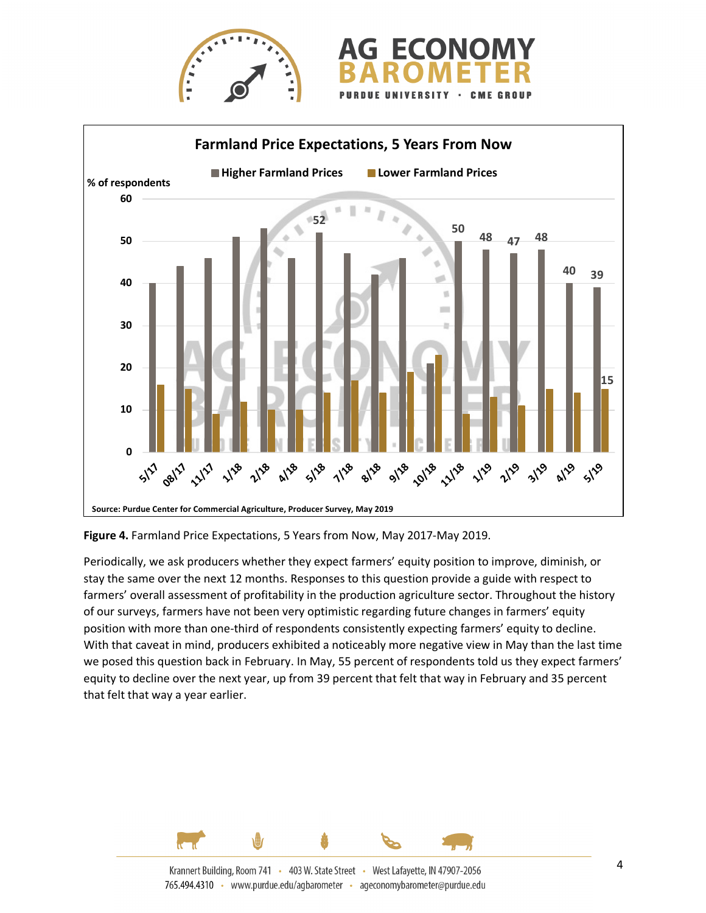Figure 4. Farmland Price Expectations, 5 Years from Now, May 2017-May 2019.

Periodically, we ask producers whether they expect farmers' equity position to improve, diminish, or stay the same over the next 12 months. Responses to this question provide a guide with respect to farmers' overall assessment of profitability in the production agriculture sector. Throughout the history of our surveys, farmers have not been very optimistic regarding future changes in farmers' equity position with more than one-third of respondents consistently expecting farmers' equity to decline. With that caveat in mind, producers exhibited a noticeably more negative view in May than the last time we posed this question back in February. In May, 55 percent of respondents told us they expect farmers' equity to decline over the next year, up from 39 percent that felt that way in February and 35 percent that felt that way a year earlier.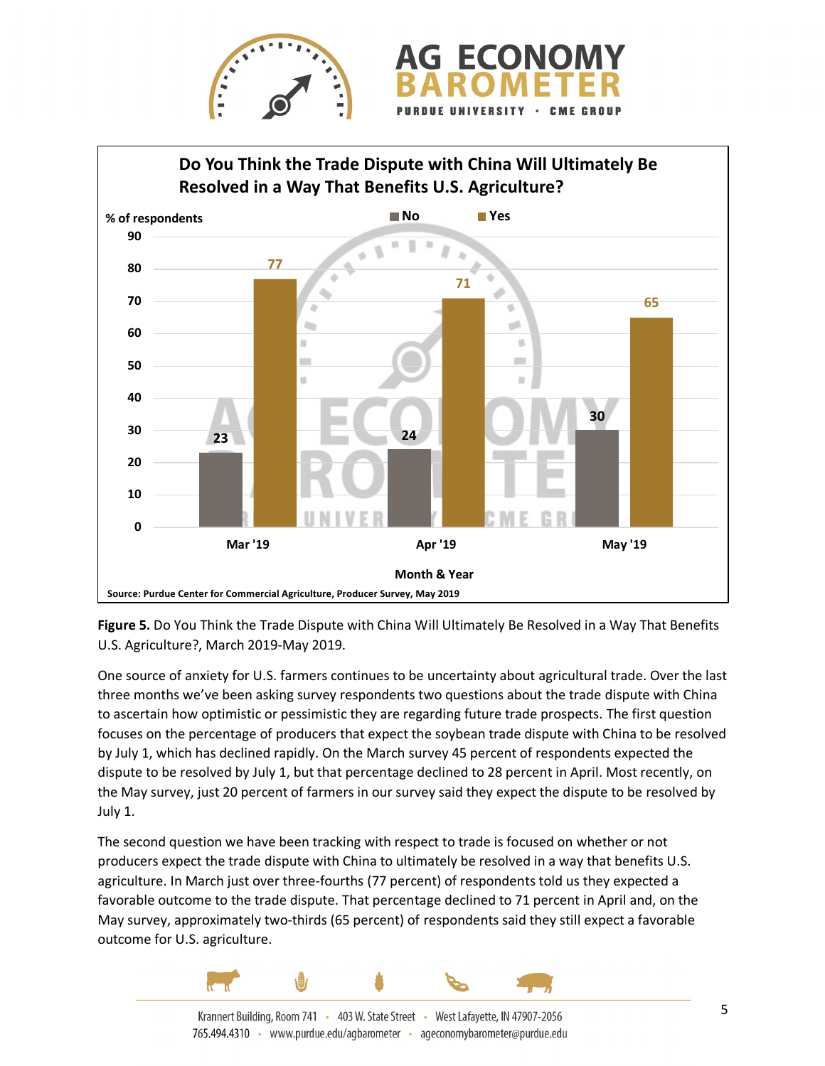**Do You Think the Trade Dispute with China Will Ultimately Be Resolved in a Way That Benefits U.S. Agriculture?**

| Month & Year | No (% of respondents) | Yes (% of respondents) |
|---|---|---|
| Mar '19 | 23 | 77 |
| Apr '19 | 24 | 71 |
| May '19 | 30 | 65 |

Source: Purdue Center for Commercial Agriculture, Producer Survey, May 2019

**Figure 5.** Do You Think the Trade Dispute with China Will Ultimately Be Resolved in a Way That Benefits U.S. Agriculture?, March 2019-May 2019.

One source of anxiety for U.S. farmers continues to be uncertainty about agricultural trade. Over the last three months we've been asking survey respondents two questions about the trade dispute with China to ascertain how optimistic or pessimistic they are regarding future trade prospects. The first question focuses on the percentage of producers that expect the soybean trade dispute with China to be resolved by July 1, which has declined rapidly. On the March survey 45 percent of respondents expected the dispute to be resolved by July 1, but that percentage declined to 28 percent in April. Most recently, on the May survey, just 20 percent of farmers in our survey said they expect the dispute to be resolved by July 1.

The second question we have been tracking with respect to trade is focused on whether or not producers expect the trade dispute with China to ultimately be resolved in a way that benefits U.S. agriculture. In March just over three-fourths (77 percent) of respondents told us they expected a favorable outcome to the trade dispute. That percentage declined to 71 percent in April and, on the May survey, approximately two-thirds (65 percent) of respondents said they still expect a favorable outcome for U.S. agriculture.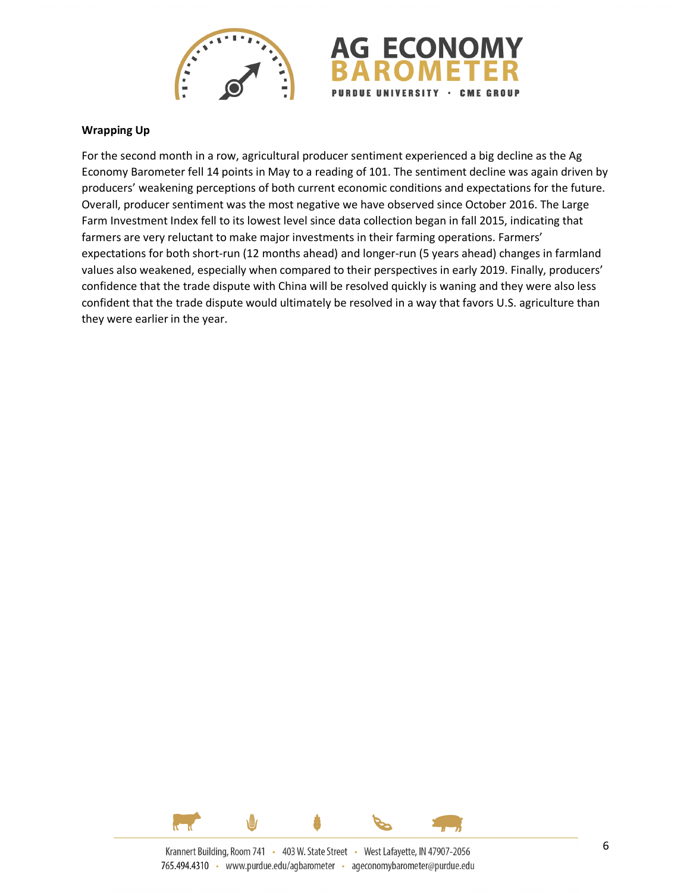**Wrapping Up**

For the second month in a row, agricultural producer sentiment experienced a big decline as the Ag Economy Barometer fell 14 points in May to a reading of 101. The sentiment decline was again driven by producers' weakening perceptions of both current economic conditions and expectations for the future. Overall, producer sentiment was the most negative we have observed since October 2016. The Large Farm Investment Index fell to its lowest level since data collection began in fall 2015, indicating that farmers are very reluctant to make major investments in their farming operations. Farmers' expectations for both short-run (12 months ahead) and longer-run (5 years ahead) changes in farmland values also weakened, especially when compared to their perspectives in early 2019. Finally, producers' confidence that the trade dispute with China will be resolved quickly is waning and they were also less confident that the trade dispute would ultimately be resolved in a way that favors U.S. agriculture than they were earlier in the year.